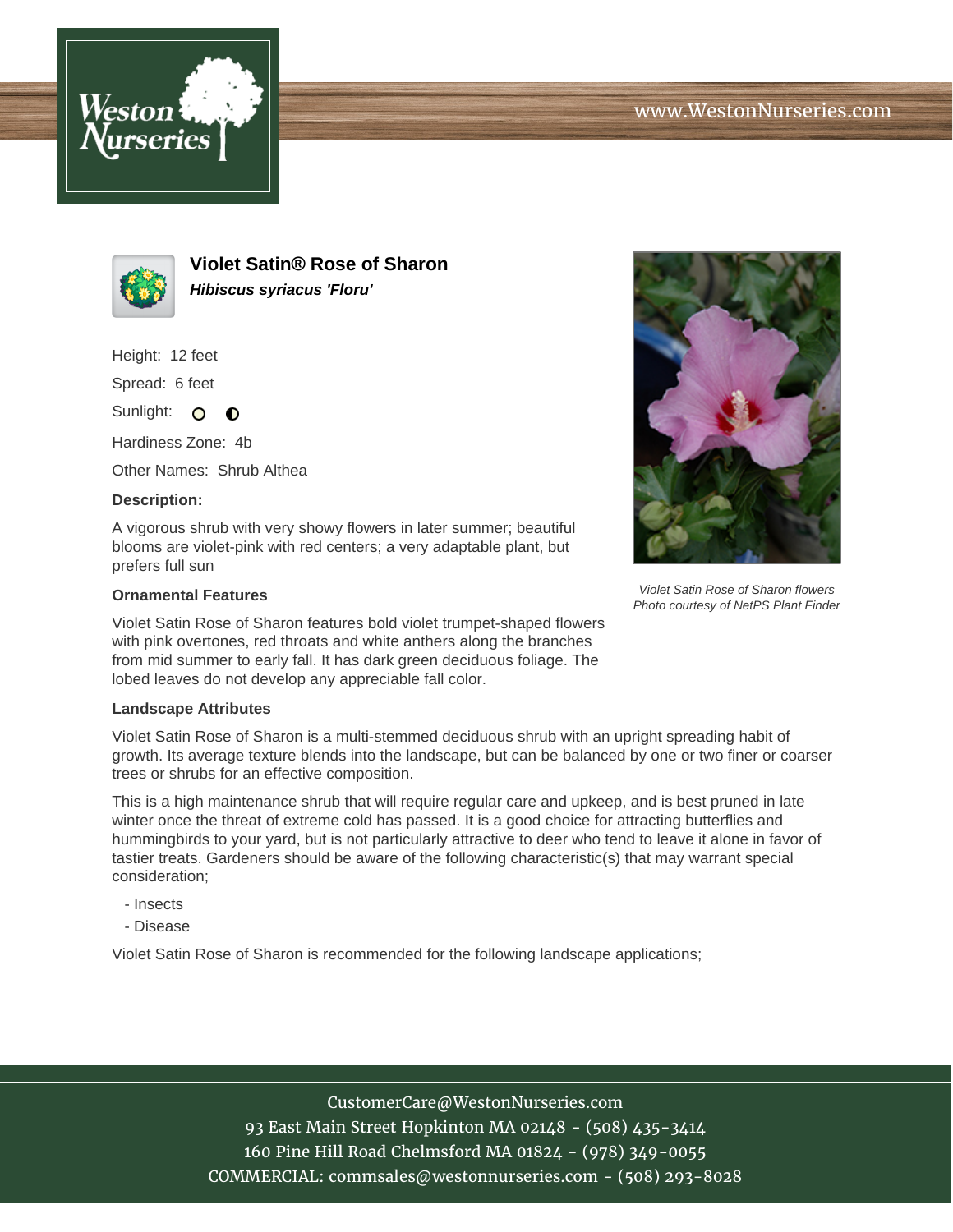# Violet Satin® Rose of Sharon

***Hibiscus syriacus 'Floru'***

Height: 12 feet

Spread: 6 feet

Sunlight:

Hardiness Zone: 4b

Other Names: Shrub Althea

**Description:**

A vigorous shrub with very showy flowers in later summer; beautiful blooms are violet-pink with red centers; a very adaptable plant, but prefers full sun

*Violet Satin Rose of Sharon flowers*
*Photo courtesy of NetPS Plant Finder*

### Ornamental Features

Violet Satin Rose of Sharon features bold violet trumpet-shaped flowers with pink overtones, red throats and white anthers along the branches from mid summer to early fall. It has dark green deciduous foliage. The lobed leaves do not develop any appreciable fall color.

### Landscape Attributes

Violet Satin Rose of Sharon is a multi-stemmed deciduous shrub with an upright spreading habit of growth. Its average texture blends into the landscape, but can be balanced by one or two finer or coarser trees or shrubs for an effective composition.

This is a high maintenance shrub that will require regular care and upkeep, and is best pruned in late winter once the threat of extreme cold has passed. It is a good choice for attracting butterflies and hummingbirds to your yard, but is not particularly attractive to deer who tend to leave it alone in favor of tastier treats. Gardeners should be aware of the following characteristic(s) that may warrant special consideration;

- Insects
- Disease

Violet Satin Rose of Sharon is recommended for the following landscape applications;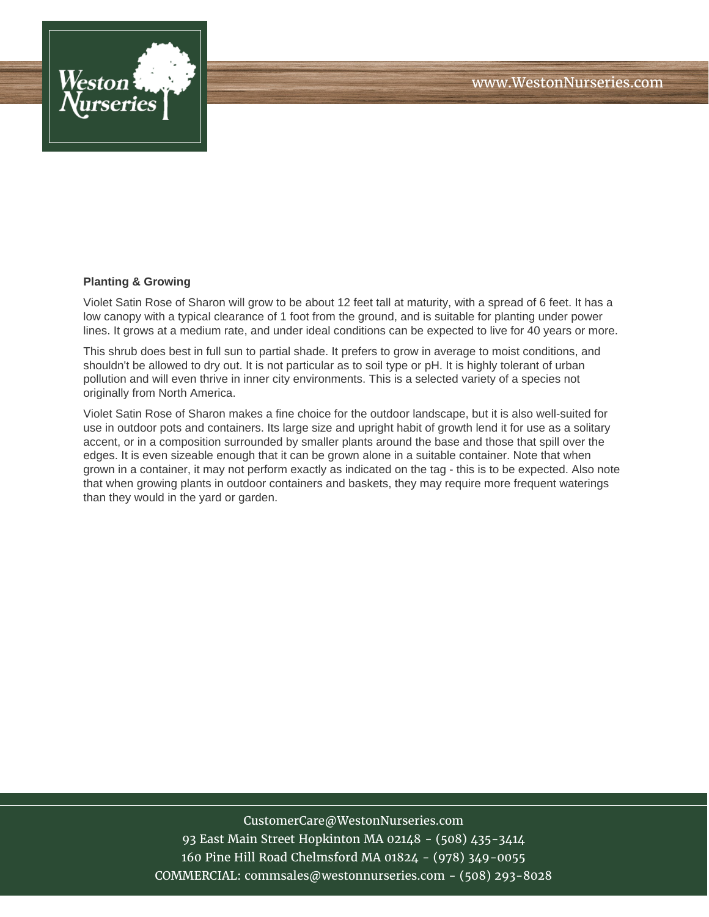**Planting & Growing**

Violet Satin Rose of Sharon will grow to be about 12 feet tall at maturity, with a spread of 6 feet. It has a low canopy with a typical clearance of 1 foot from the ground, and is suitable for planting under power lines. It grows at a medium rate, and under ideal conditions can be expected to live for 40 years or more.

This shrub does best in full sun to partial shade. It prefers to grow in average to moist conditions, and shouldn't be allowed to dry out. It is not particular as to soil type or pH. It is highly tolerant of urban pollution and will even thrive in inner city environments. This is a selected variety of a species not originally from North America.

Violet Satin Rose of Sharon makes a fine choice for the outdoor landscape, but it is also well-suited for use in outdoor pots and containers. Its large size and upright habit of growth lend it for use as a solitary accent, or in a composition surrounded by smaller plants around the base and those that spill over the edges. It is even sizeable enough that it can be grown alone in a suitable container. Note that when grown in a container, it may not perform exactly as indicated on the tag - this is to be expected. Also note that when growing plants in outdoor containers and baskets, they may require more frequent waterings than they would in the yard or garden.